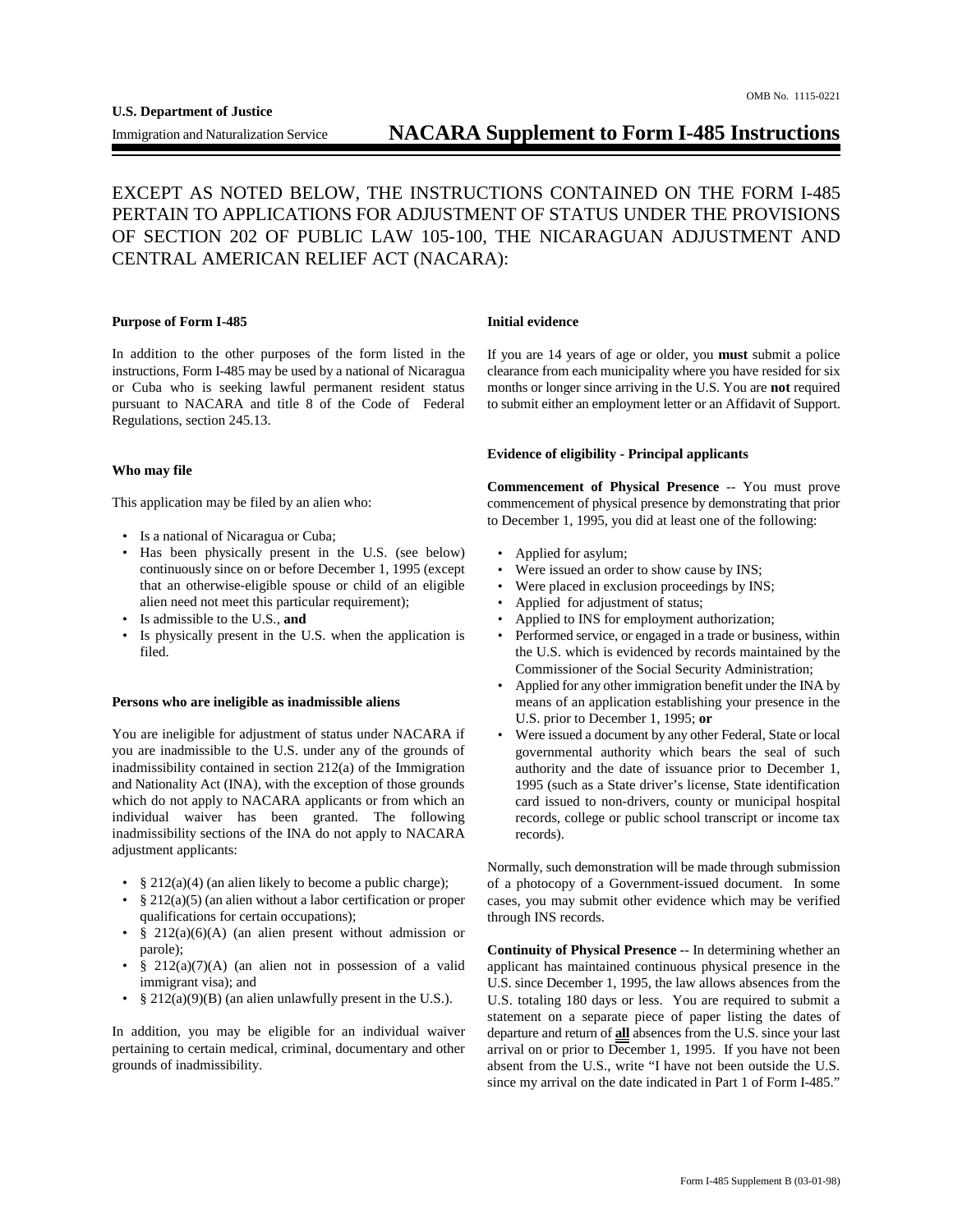U.S. Department of Justice

Immigration and Naturalization Service

# NACARA Supplement to Form I-485 Instructions

EXCEPT AS NOTED BELOW, THE INSTRUCTIONS CONTAINED ON THE FORM I-485 PERTAIN TO APPLICATIONS FOR ADJUSTMENT OF STATUS UNDER THE PROVISIONS OF SECTION 202 OF PUBLIC LAW 105-100, THE NICARAGUAN ADJUSTMENT AND CENTRAL AMERICAN RELIEF ACT (NACARA):

### Purpose of Form I-485

In addition to the other purposes of the form listed in the instructions, Form I-485 may be used by a national of Nicaragua or Cuba who is seeking lawful permanent resident status pursuant to NACARA and title 8 of the Code of Federal Regulations, section 245.13.

### Who may file

This application may be filed by an alien who:

- Is a national of Nicaragua or Cuba;
- Has been physically present in the U.S. (see below) continuously since on or before December 1, 1995 (except that an otherwise-eligible spouse or child of an eligible alien need not meet this particular requirement);
- Is admissible to the U.S., **and**
- Is physically present in the U.S. when the application is filed.

### Persons who are ineligible as inadmissible aliens

You are ineligible for adjustment of status under NACARA if you are inadmissible to the U.S. under any of the grounds of inadmissibility contained in section 212(a) of the Immigration and Nationality Act (INA), with the exception of those grounds which do not apply to NACARA applicants or from which an individual waiver has been granted. The following inadmissibility sections of the INA do not apply to NACARA adjustment applicants:

- § 212(a)(4) (an alien likely to become a public charge);
- § 212(a)(5) (an alien without a labor certification or proper qualifications for certain occupations);
- § 212(a)(6)(A) (an alien present without admission or parole);
- § 212(a)(7)(A) (an alien not in possession of a valid immigrant visa); and
- § 212(a)(9)(B) (an alien unlawfully present in the U.S.).

In addition, you may be eligible for an individual waiver pertaining to certain medical, criminal, documentary and other grounds of inadmissibility.

### Initial evidence

If you are 14 years of age or older, you **must** submit a police clearance from each municipality where you have resided for six months or longer since arriving in the U.S. You are **not** required to submit either an employment letter or an Affidavit of Support.

### Evidence of eligibility - Principal applicants

**Commencement of Physical Presence** -- You must prove commencement of physical presence by demonstrating that prior to December 1, 1995, you did at least one of the following:

- Applied for asylum;
- Were issued an order to show cause by INS;
- Were placed in exclusion proceedings by INS;
- Applied for adjustment of status;
- Applied to INS for employment authorization;
- Performed service, or engaged in a trade or business, within the U.S. which is evidenced by records maintained by the Commissioner of the Social Security Administration;
- Applied for any other immigration benefit under the INA by means of an application establishing your presence in the U.S. prior to December 1, 1995; **or**
- Were issued a document by any other Federal, State or local governmental authority which bears the seal of such authority and the date of issuance prior to December 1, 1995 (such as a State driver's license, State identification card issued to non-drivers, county or municipal hospital records, college or public school transcript or income tax records).

Normally, such demonstration will be made through submission of a photocopy of a Government-issued document. In some cases, you may submit other evidence which may be verified through INS records.

**Continuity of Physical Presence** -- In determining whether an applicant has maintained continuous physical presence in the U.S. since December 1, 1995, the law allows absences from the U.S. totaling 180 days or less. You are required to submit a statement on a separate piece of paper listing the dates of departure and return of **all** absences from the U.S. since your last arrival on or prior to December 1, 1995. If you have not been absent from the U.S., write "I have not been outside the U.S. since my arrival on the date indicated in Part 1 of Form I-485."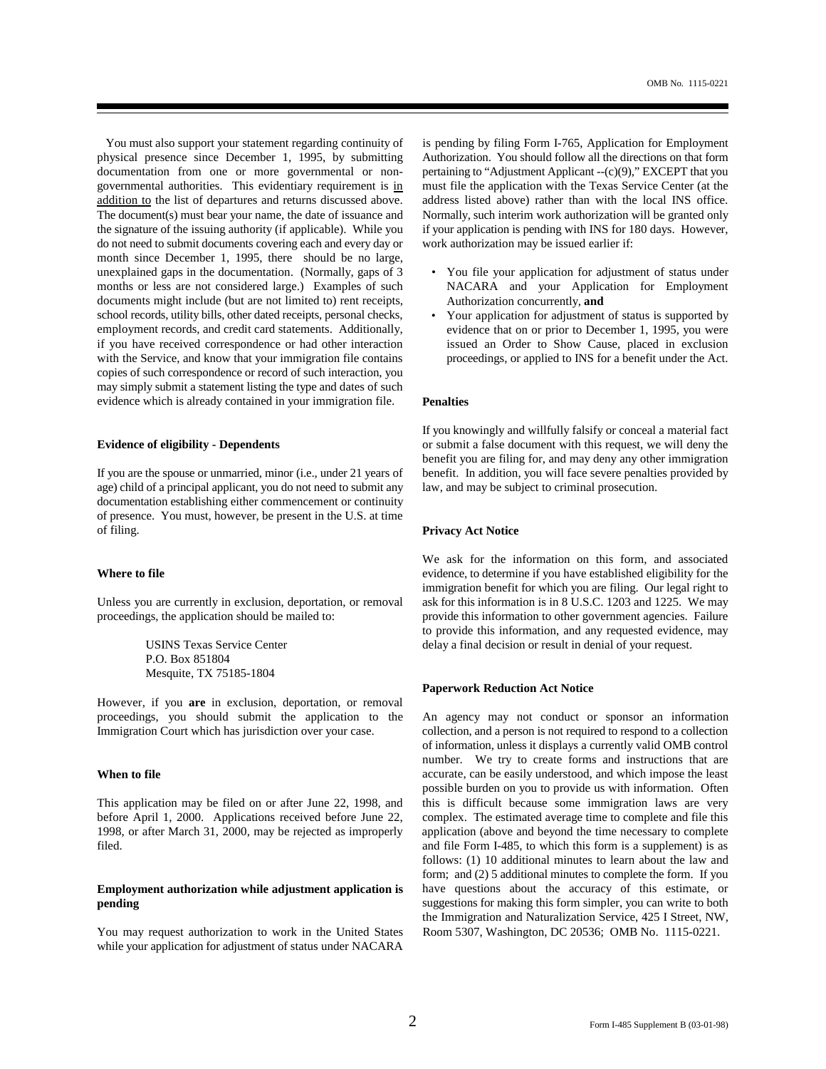You must also support your statement regarding continuity of physical presence since December 1, 1995, by submitting documentation from one or more governmental or non-governmental authorities. This evidentiary requirement is <u>in addition to</u> the list of departures and returns discussed above. The document(s) must bear your name, the date of issuance and the signature of the issuing authority (if applicable). While you do not need to submit documents covering each and every day or month since December 1, 1995, there should be no large, unexplained gaps in the documentation. (Normally, gaps of 3 months or less are not considered large.) Examples of such documents might include (but are not limited to) rent receipts, school records, utility bills, other dated receipts, personal checks, employment records, and credit card statements. Additionally, if you have received correspondence or had other interaction with the Service, and know that your immigration file contains copies of such correspondence or record of such interaction, you may simply submit a statement listing the type and dates of such evidence which is already contained in your immigration file.

**Evidence of eligibility - Dependents**

If you are the spouse or unmarried, minor (i.e., under 21 years of age) child of a principal applicant, you do not need to submit any documentation establishing either commencement or continuity of presence. You must, however, be present in the U.S. at time of filing.

**Where to file**

Unless you are currently in exclusion, deportation, or removal proceedings, the application should be mailed to:

USINS Texas Service Center
P.O. Box 851804
Mesquite, TX 75185-1804

However, if you **are** in exclusion, deportation, or removal proceedings, you should submit the application to the Immigration Court which has jurisdiction over your case.

**When to file**

This application may be filed on or after June 22, 1998, and before April 1, 2000. Applications received before June 22, 1998, or after March 31, 2000, may be rejected as improperly filed.

**Employment authorization while adjustment application is pending**

You may request authorization to work in the United States while your application for adjustment of status under NACARA is pending by filing Form I-765, Application for Employment Authorization. You should follow all the directions on that form pertaining to "Adjustment Applicant --(c)(9)," EXCEPT that you must file the application with the Texas Service Center (at the address listed above) rather than with the local INS office. Normally, such interim work authorization will be granted only if your application is pending with INS for 180 days. However, work authorization may be issued earlier if:

- You file your application for adjustment of status under NACARA and your Application for Employment Authorization concurrently, **and**
- Your application for adjustment of status is supported by evidence that on or prior to December 1, 1995, you were issued an Order to Show Cause, placed in exclusion proceedings, or applied to INS for a benefit under the Act.

**Penalties**

If you knowingly and willfully falsify or conceal a material fact or submit a false document with this request, we will deny the benefit you are filing for, and may deny any other immigration benefit. In addition, you will face severe penalties provided by law, and may be subject to criminal prosecution.

**Privacy Act Notice**

We ask for the information on this form, and associated evidence, to determine if you have established eligibility for the immigration benefit for which you are filing. Our legal right to ask for this information is in 8 U.S.C. 1203 and 1225. We may provide this information to other government agencies. Failure to provide this information, and any requested evidence, may delay a final decision or result in denial of your request.

**Paperwork Reduction Act Notice**

An agency may not conduct or sponsor an information collection, and a person is not required to respond to a collection of information, unless it displays a currently valid OMB control number. We try to create forms and instructions that are accurate, can be easily understood, and which impose the least possible burden on you to provide us with information. Often this is difficult because some immigration laws are very complex. The estimated average time to complete and file this application (above and beyond the time necessary to complete and file Form I-485, to which this form is a supplement) is as follows: (1) 10 additional minutes to learn about the law and form; and (2) 5 additional minutes to complete the form. If you have questions about the accuracy of this estimate, or suggestions for making this form simpler, you can write to both the Immigration and Naturalization Service, 425 I Street, NW, Room 5307, Washington, DC 20536; OMB No. 1115-0221.